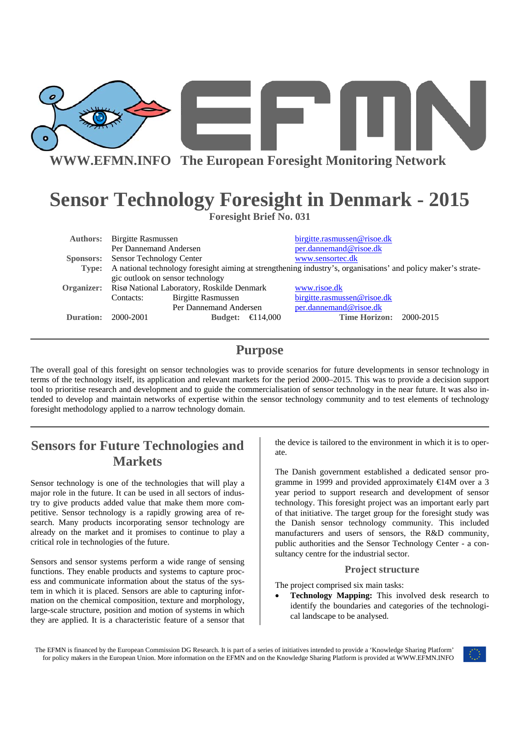WWW.EFMN.INFO The European Foresight Monitoring Network

# Sensor Technology Foresight in Denmark - 2015

**Foresight Brief No. 031**

| | | | |
|---|---|---|---|
| **Authors:** | Birgitte Rasmussen | | birgitte.rasmussen@risoe.dk |
| | Per Dannemand Andersen | | per.dannemand@risoe.dk |
| **Sponsors:** | Sensor Technology Center | | www.sensortec.dk |
| **Type:** | A national technology foresight aiming at strengthening industry's, organisations' and policy maker's strategic outlook on sensor technology | | |
| **Organizer:** | Risø National Laboratory, Roskilde Denmark | | www.risoe.dk |
| | Contacts: Birgitte Rasmussen | | birgitte.rasmussen@risoe.dk |
| | Per Dannemand Andersen | | per.dannemand@risoe.dk |
| **Duration:** | 2000-2001 | **Budget:** €114,000 | **Time Horizon:** 2000-2015 |

## Purpose

The overall goal of this foresight on sensor technologies was to provide scenarios for future developments in sensor technology in terms of the technology itself, its application and relevant markets for the period 2000–2015. This was to provide a decision support tool to prioritise research and development and to guide the commercialisation of sensor technology in the near future. It was also intended to develop and maintain networks of expertise within the sensor technology community and to test elements of technology foresight methodology applied to a narrow technology domain.

## Sensors for Future Technologies and Markets

Sensor technology is one of the technologies that will play a major role in the future. It can be used in all sectors of industry to give products added value that make them more competitive. Sensor technology is a rapidly growing area of research. Many products incorporating sensor technology are already on the market and it promises to continue to play a critical role in technologies of the future.

Sensors and sensor systems perform a wide range of sensing functions. They enable products and systems to capture process and communicate information about the status of the system in which it is placed. Sensors are able to capturing information on the chemical composition, texture and morphology, large-scale structure, position and motion of systems in which they are applied. It is a characteristic feature of a sensor that the device is tailored to the environment in which it is to operate.

The Danish government established a dedicated sensor programme in 1999 and provided approximately €14M over a 3 year period to support research and development of sensor technology. This foresight project was an important early part of that initiative. The target group for the foresight study was the Danish sensor technology community. This included manufacturers and users of sensors, the R&D community, public authorities and the Sensor Technology Center - a consultancy centre for the industrial sector.

### Project structure

The project comprised six main tasks:

- **Technology Mapping:** This involved desk research to identify the boundaries and categories of the technological landscape to be analysed.

The EFMN is financed by the European Commission DG Research. It is part of a series of initiatives intended to provide a 'Knowledge Sharing Platform' for policy makers in the European Union. More information on the EFMN and on the Knowledge Sharing Platform is provided at WWW.EFMN.INFO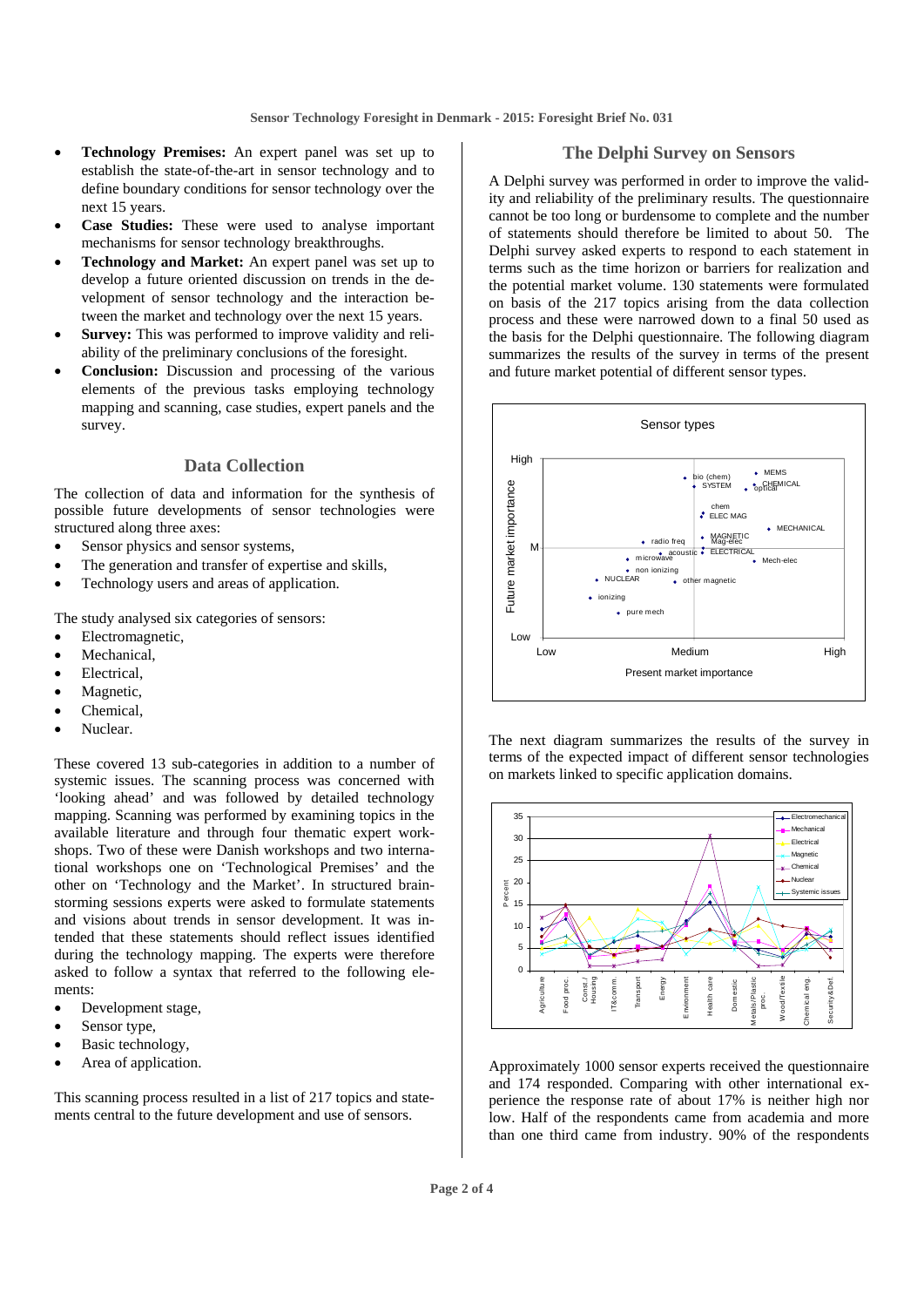- **Technology Premises:** An expert panel was set up to establish the state-of-the-art in sensor technology and to define boundary conditions for sensor technology over the next 15 years.
- **Case Studies:** These were used to analyse important mechanisms for sensor technology breakthroughs.
- **Technology and Market:** An expert panel was set up to develop a future oriented discussion on trends in the development of sensor technology and the interaction between the market and technology over the next 15 years.
- **Survey:** This was performed to improve validity and reliability of the preliminary conclusions of the foresight.
- **Conclusion:** Discussion and processing of the various elements of the previous tasks employing technology mapping and scanning, case studies, expert panels and the survey.

## Data Collection

The collection of data and information for the synthesis of possible future developments of sensor technologies were structured along three axes:

- Sensor physics and sensor systems,
- The generation and transfer of expertise and skills,
- Technology users and areas of application.

The study analysed six categories of sensors:

- Electromagnetic,
- Mechanical,
- Electrical,
- Magnetic,
- Chemical,
- Nuclear.

These covered 13 sub-categories in addition to a number of systemic issues. The scanning process was concerned with 'looking ahead' and was followed by detailed technology mapping. Scanning was performed by examining topics in the available literature and through four thematic expert workshops. Two of these were Danish workshops and two international workshops one on 'Technological Premises' and the other on 'Technology and the Market'. In structured brainstorming sessions experts were asked to formulate statements and visions about trends in sensor development. It was intended that these statements should reflect issues identified during the technology mapping. The experts were therefore asked to follow a syntax that referred to the following elements:

- Development stage,
- Sensor type,
- Basic technology,
- Area of application.

This scanning process resulted in a list of 217 topics and statements central to the future development and use of sensors.

## The Delphi Survey on Sensors

A Delphi survey was performed in order to improve the validity and reliability of the preliminary results. The questionnaire cannot be too long or burdensome to complete and the number of statements should therefore be limited to about 50. The Delphi survey asked experts to respond to each statement in terms such as the time horizon or barriers for realization and the potential market volume. 130 statements were formulated on basis of the 217 topics arising from the data collection process and these were narrowed down to a final 50 used as the basis for the Delphi questionnaire. The following diagram summarizes the results of the survey in terms of the present and future market potential of different sensor types.

The next diagram summarizes the results of the survey in terms of the expected impact of different sensor technologies on markets linked to specific application domains.

Approximately 1000 sensor experts received the questionnaire and 174 responded. Comparing with other international experience the response rate of about 17% is neither high nor low. Half of the respondents came from academia and more than one third came from industry. 90% of the respondents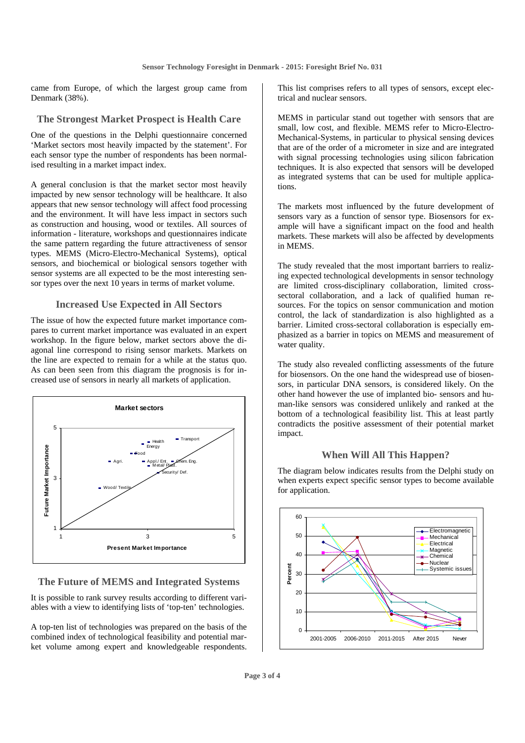came from Europe, of which the largest group came from Denmark (38%).

## The Strongest Market Prospect is Health Care

One of the questions in the Delphi questionnaire concerned 'Market sectors most heavily impacted by the statement'. For each sensor type the number of respondents has been normalised resulting in a market impact index.

A general conclusion is that the market sector most heavily impacted by new sensor technology will be healthcare. It also appears that new sensor technology will affect food processing and the environment. It will have less impact in sectors such as construction and housing, wood or textiles. All sources of information - literature, workshops and questionnaires indicate the same pattern regarding the future attractiveness of sensor types. MEMS (Micro-Electro-Mechanical Systems), optical sensors, and biochemical or biological sensors together with sensor systems are all expected to be the most interesting sensor types over the next 10 years in terms of market volume.

## Increased Use Expected in All Sectors

The issue of how the expected future market importance compares to current market importance was evaluated in an expert workshop. In the figure below, market sectors above the diagonal line correspond to rising sensor markets. Markets on the line are expected to remain for a while at the status quo. As can been seen from this diagram the prognosis is for increased use of sensors in nearly all markets of application.

## The Future of MEMS and Integrated Systems

It is possible to rank survey results according to different variables with a view to identifying lists of 'top-ten' technologies.

A top-ten list of technologies was prepared on the basis of the combined index of technological feasibility and potential market volume among expert and knowledgeable respondents. This list comprises refers to all types of sensors, except electrical and nuclear sensors.

MEMS in particular stand out together with sensors that are small, low cost, and flexible. MEMS refer to Micro-Electro-Mechanical-Systems, in particular to physical sensing devices that are of the order of a micrometer in size and are integrated with signal processing technologies using silicon fabrication techniques. It is also expected that sensors will be developed as integrated systems that can be used for multiple applications.

The markets most influenced by the future development of sensors vary as a function of sensor type. Biosensors for example will have a significant impact on the food and health markets. These markets will also be affected by developments in MEMS.

The study revealed that the most important barriers to realizing expected technological developments in sensor technology are limited cross-disciplinary collaboration, limited cross-sectoral collaboration, and a lack of qualified human resources. For the topics on sensor communication and motion control, the lack of standardization is also highlighted as a barrier. Limited cross-sectoral collaboration is especially emphasized as a barrier in topics on MEMS and measurement of water quality.

The study also revealed conflicting assessments of the future for biosensors. On the one hand the widespread use of biosensors, in particular DNA sensors, is considered likely. On the other hand however the use of implanted bio- sensors and human-like sensors was considered unlikely and ranked at the bottom of a technological feasibility list. This at least partly contradicts the positive assessment of their potential market impact.

## When Will All This Happen?

The diagram below indicates results from the Delphi study on when experts expect specific sensor types to become available for application.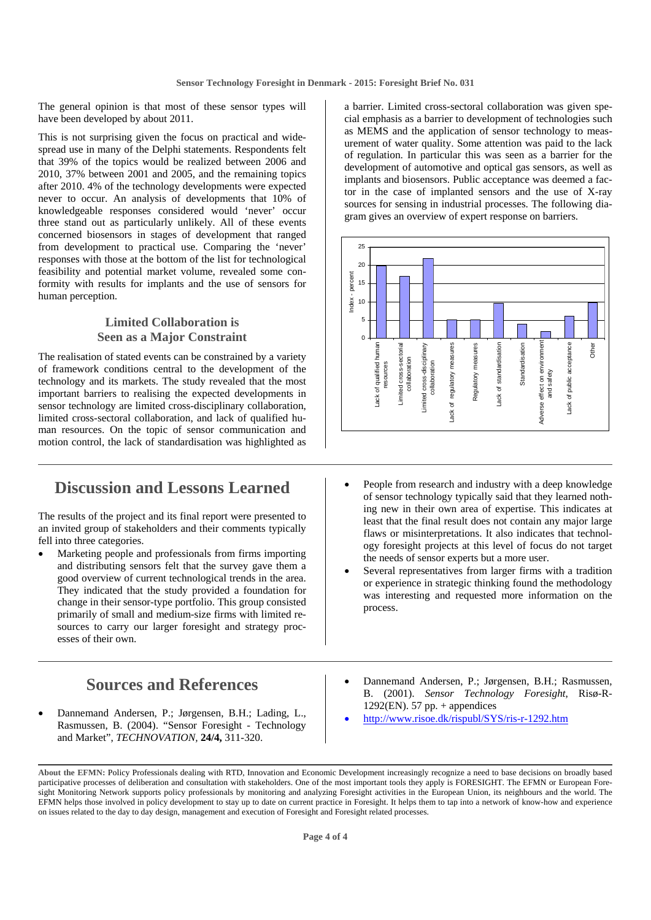The general opinion is that most of these sensor types will have been developed by about 2011.

This is not surprising given the focus on practical and widespread use in many of the Delphi statements. Respondents felt that 39% of the topics would be realized between 2006 and 2010, 37% between 2001 and 2005, and the remaining topics after 2010. 4% of the technology developments were expected never to occur. An analysis of developments that 10% of knowledgeable responses considered would 'never' occur three stand out as particularly unlikely. All of these events concerned biosensors in stages of development that ranged from development to practical use. Comparing the 'never' responses with those at the bottom of the list for technological feasibility and potential market volume, revealed some conformity with results for implants and the use of sensors for human perception.

### Limited Collaboration is Seen as a Major Constraint

The realisation of stated events can be constrained by a variety of framework conditions central to the development of the technology and its markets. The study revealed that the most important barriers to realising the expected developments in sensor technology are limited cross-disciplinary collaboration, limited cross-sectoral collaboration, and lack of qualified human resources. On the topic of sensor communication and motion control, the lack of standardisation was highlighted as a barrier. Limited cross-sectoral collaboration was given special emphasis as a barrier to development of technologies such as MEMS and the application of sensor technology to measurement of water quality. Some attention was paid to the lack of regulation. In particular this was seen as a barrier for the development of automotive and optical gas sensors, as well as implants and biosensors. Public acceptance was deemed a factor in the case of implanted sensors and the use of X-ray sources for sensing in industrial processes. The following diagram gives an overview of expert response on barriers.

Index - percent

25
20
15
10
5
0

Lack of qualified human resources
Limited cross-sectorial collaboration
Limited cross-disciplinary collaboration
Lack of regulatory measures
Regulatory measures
Lack of standardisation
Standardisation
Adverse effect on environment and safety
Lack of public acceptance
Other

## Discussion and Lessons Learned

The results of the project and its final report were presented to an invited group of stakeholders and their comments typically fell into three categories.

- Marketing people and professionals from firms importing and distributing sensors felt that the survey gave them a good overview of current technological trends in the area. They indicated that the study provided a foundation for change in their sensor-type portfolio. This group consisted primarily of small and medium-size firms with limited resources to carry our larger foresight and strategy processes of their own.
- People from research and industry with a deep knowledge of sensor technology typically said that they learned nothing new in their own area of expertise. This indicates at least that the final result does not contain any major large flaws or misinterpretations. It also indicates that technology foresight projects at this level of focus do not target the needs of sensor experts but a more user.
- Several representatives from larger firms with a tradition or experience in strategic thinking found the methodology was interesting and requested more information on the process.

## Sources and References

- Dannemand Andersen, P.; Jørgensen, B.H.; Lading, L., Rasmussen, B. (2004). "Sensor Foresight - Technology and Market", *TECHNOVATION*, **24/4,** 311-320.
- Dannemand Andersen, P.; Jørgensen, B.H.; Rasmussen, B. (2001). *Sensor Technology Foresight*, Risø-R-1292(EN). 57 pp. + appendices
- http://www.risoe.dk/rispubl/SYS/ris-r-1292.htm

**About the EFMN:** Policy Professionals dealing with RTD, Innovation and Economic Development increasingly recognize a need to base decisions on broadly based participative processes of deliberation and consultation with stakeholders. One of the most important tools they apply is FORESIGHT. The EFMN or European Foresight Monitoring Network supports policy professionals by monitoring and analyzing Foresight activities in the European Union, its neighbours and the world. The EFMN helps those involved in policy development to stay up to date on current practice in Foresight. It helps them to tap into a network of know-how and experience on issues related to the day to day design, management and execution of Foresight and Foresight related processes.